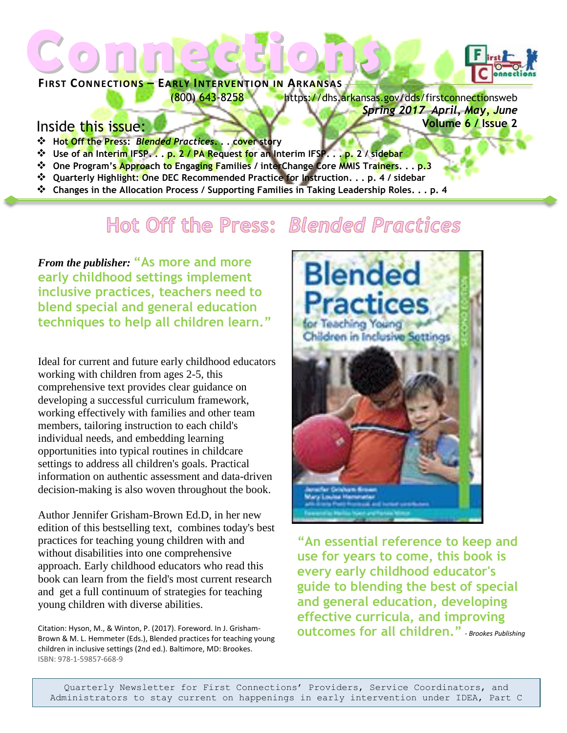# Connections

**FIRST CONNECTIONS – EARLY INTERVENTION IN ARKANSAS**

(800) 643-8258 https://dhs.arkansas.gov/dds/firstconnectionsweb

***Spring 2017 April, May, June***

**Volume 6 / Issue 2**

## Inside this issue:

- **Hot Off the Press: *Blended Practices*. . . cover story**
- **Use of an Interim IFSP. . . p. 2 / PA Request for an Interim IFSP. . . p. 2 / sidebar**
- **One Program's Approach to Engaging Families / interChange Core MMIS Trainers. . . p.3**
- **Quarterly Highlight: One DEC Recommended Practice for Instruction. . . p. 4 / sidebar**
- **Changes in the Allocation Process / Supporting Families in Taking Leadership Roles. . . p. 4**

# Hot Off the Press: *Blended Practices*

***From the publisher:*** **"As more and more early childhood settings implement inclusive practices, teachers need to blend special and general education techniques to help all children learn."**

Ideal for current and future early childhood educators working with children from ages 2-5, this comprehensive text provides clear guidance on developing a successful curriculum framework, working effectively with families and other team members, tailoring instruction to each child's individual needs, and embedding learning opportunities into typical routines in childcare settings to address all children's goals. Practical information on authentic assessment and data-driven decision-making is also woven throughout the book.

Author Jennifer Grisham-Brown Ed.D, in her new edition of this bestselling text, combines today's best practices for teaching young children with and without disabilities into one comprehensive approach. Early childhood educators who read this book can learn from the field's most current research and get a full continuum of strategies for teaching young children with diverse abilities.

Citation: Hyson, M., & Winton, P. (2017). Foreword. In J. Grisham-Brown & M. L. Hemmeter (Eds.), Blended practices for teaching young children in inclusive settings (2nd ed.). Baltimore, MD: Brookes.
ISBN: 978-1-59857-668-9

**"An essential reference to keep and use for years to come, this book is every early childhood educator's guide to blending the best of special and general education, developing effective curricula, and improving outcomes for all children."** *- Brookes Publishing*

Quarterly Newsletter for First Connections' Providers, Service Coordinators, and Administrators to stay current on happenings in early intervention under IDEA, Part C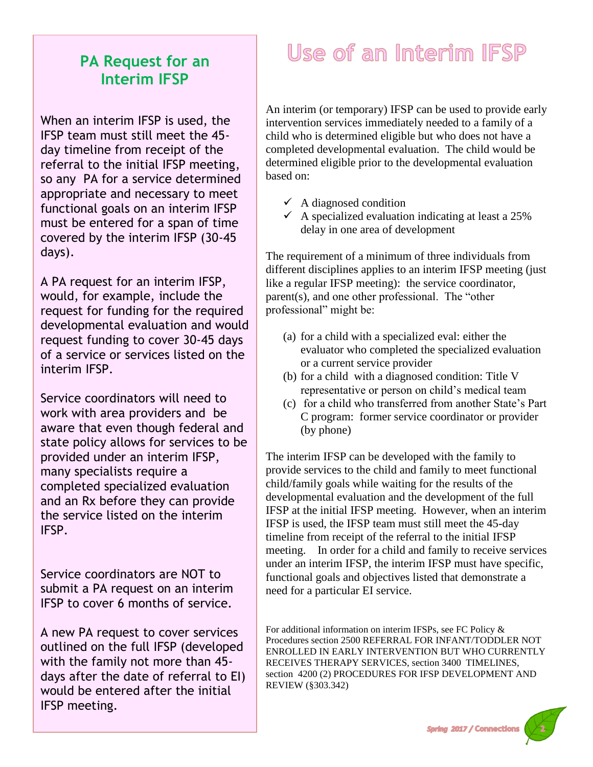## PA Request for an Interim IFSP

When an interim IFSP is used, the IFSP team must still meet the 45-day timeline from receipt of the referral to the initial IFSP meeting, so any PA for a service determined appropriate and necessary to meet functional goals on an interim IFSP must be entered for a span of time covered by the interim IFSP (30-45 days).

A PA request for an interim IFSP, would, for example, include the request for funding for the required developmental evaluation and would request funding to cover 30-45 days of a service or services listed on the interim IFSP.

Service coordinators will need to work with area providers and be aware that even though federal and state policy allows for services to be provided under an interim IFSP, many specialists require a completed specialized evaluation and an Rx before they can provide the service listed on the interim IFSP.

Service coordinators are NOT to submit a PA request on an interim IFSP to cover 6 months of service.

A new PA request to cover services outlined on the full IFSP (developed with the family not more than 45-days after the date of referral to EI) would be entered after the initial IFSP meeting.

# Use of an Interim IFSP

An interim (or temporary) IFSP can be used to provide early intervention services immediately needed to a family of a child who is determined eligible but who does not have a completed developmental evaluation. The child would be determined eligible prior to the developmental evaluation based on:

- ✓ A diagnosed condition
- ✓ A specialized evaluation indicating at least a 25% delay in one area of development

The requirement of a minimum of three individuals from different disciplines applies to an interim IFSP meeting (just like a regular IFSP meeting): the service coordinator, parent(s), and one other professional. The "other professional" might be:

(a) for a child with a specialized eval: either the evaluator who completed the specialized evaluation or a current service provider
(b) for a child with a diagnosed condition: Title V representative or person on child's medical team
(c) for a child who transferred from another State's Part C program: former service coordinator or provider (by phone)

The interim IFSP can be developed with the family to provide services to the child and family to meet functional child/family goals while waiting for the results of the developmental evaluation and the development of the full IFSP at the initial IFSP meeting. However, when an interim IFSP is used, the IFSP team must still meet the 45-day timeline from receipt of the referral to the initial IFSP meeting. In order for a child and family to receive services under an interim IFSP, the interim IFSP must have specific, functional goals and objectives listed that demonstrate a need for a particular EI service.

For additional information on interim IFSPs, see FC Policy & Procedures section 2500 REFERRAL FOR INFANT/TODDLER NOT ENROLLED IN EARLY INTERVENTION BUT WHO CURRENTLY RECEIVES THERAPY SERVICES, section 3400 TIMELINES, section 4200 (2) PROCEDURES FOR IFSP DEVELOPMENT AND REVIEW (§303.342)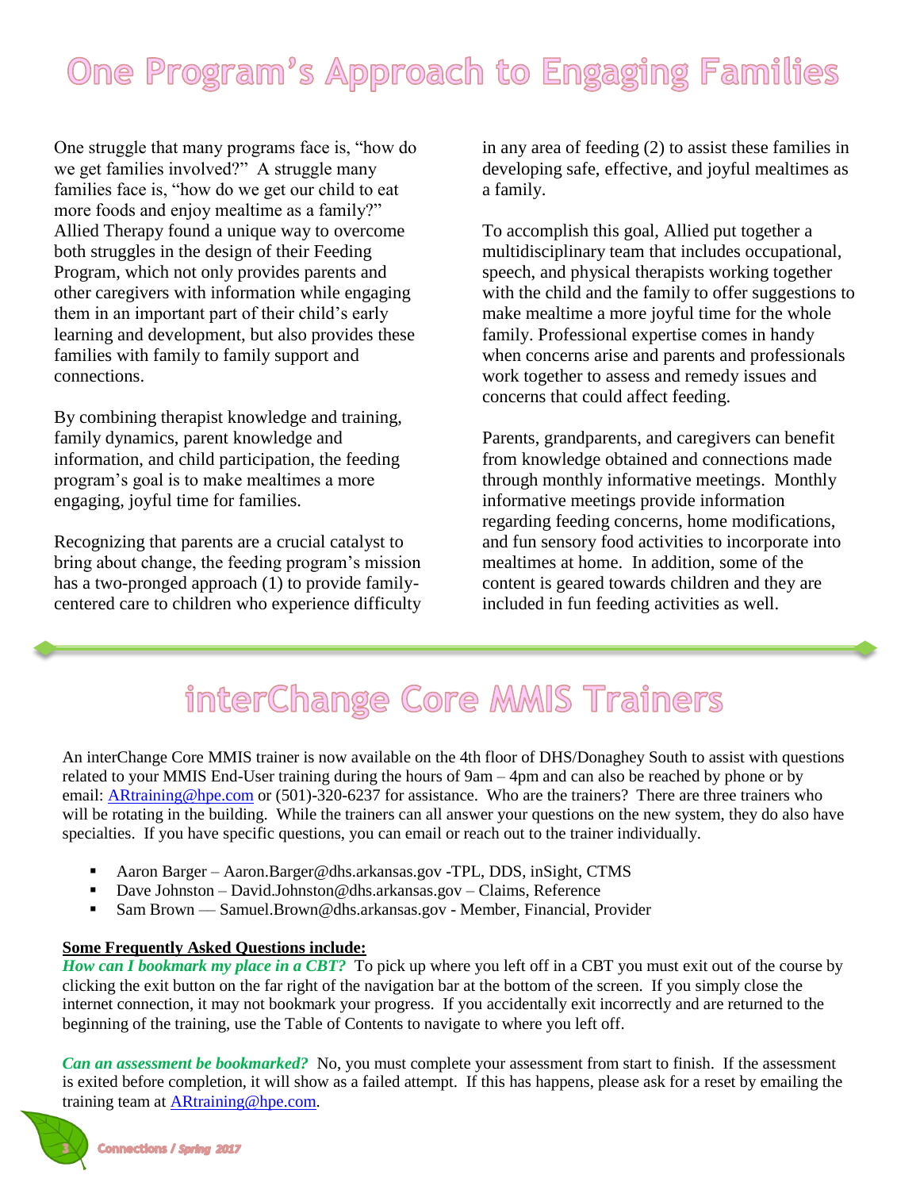# One Program's Approach to Engaging Families

One struggle that many programs face is, "how do we get families involved?" A struggle many families face is, "how do we get our child to eat more foods and enjoy mealtime as a family?" Allied Therapy found a unique way to overcome both struggles in the design of their Feeding Program, which not only provides parents and other caregivers with information while engaging them in an important part of their child's early learning and development, but also provides these families with family to family support and connections.

By combining therapist knowledge and training, family dynamics, parent knowledge and information, and child participation, the feeding program's goal is to make mealtimes a more engaging, joyful time for families.

Recognizing that parents are a crucial catalyst to bring about change, the feeding program's mission has a two-pronged approach (1) to provide family-centered care to children who experience difficulty in any area of feeding (2) to assist these families in developing safe, effective, and joyful mealtimes as a family.

To accomplish this goal, Allied put together a multidisciplinary team that includes occupational, speech, and physical therapists working together with the child and the family to offer suggestions to make mealtime a more joyful time for the whole family. Professional expertise comes in handy when concerns arise and parents and professionals work together to assess and remedy issues and concerns that could affect feeding.

Parents, grandparents, and caregivers can benefit from knowledge obtained and connections made through monthly informative meetings. Monthly informative meetings provide information regarding feeding concerns, home modifications, and fun sensory food activities to incorporate into mealtimes at home. In addition, some of the content is geared towards children and they are included in fun feeding activities as well.

# interChange Core MMIS Trainers

An interChange Core MMIS trainer is now available on the 4th floor of DHS/Donaghey South to assist with questions related to your MMIS End-User training during the hours of 9am – 4pm and can also be reached by phone or by email: ARtraining@hpe.com or (501)-320-6237 for assistance. Who are the trainers? There are three trainers who will be rotating in the building. While the trainers can all answer your questions on the new system, they do also have specialties. If you have specific questions, you can email or reach out to the trainer individually.

- Aaron Barger – Aaron.Barger@dhs.arkansas.gov -TPL, DDS, inSight, CTMS
- Dave Johnston – David.Johnston@dhs.arkansas.gov – Claims, Reference
- Sam Brown — Samuel.Brown@dhs.arkansas.gov - Member, Financial, Provider

**Some Frequently Asked Questions include:**

***How can I bookmark my place in a CBT?*** To pick up where you left off in a CBT you must exit out of the course by clicking the exit button on the far right of the navigation bar at the bottom of the screen. If you simply close the internet connection, it may not bookmark your progress. If you accidentally exit incorrectly and are returned to the beginning of the training, use the Table of Contents to navigate to where you left off.

***Can an assessment be bookmarked?*** No, you must complete your assessment from start to finish. If the assessment is exited before completion, it will show as a failed attempt. If this has happens, please ask for a reset by emailing the training team at ARtraining@hpe.com.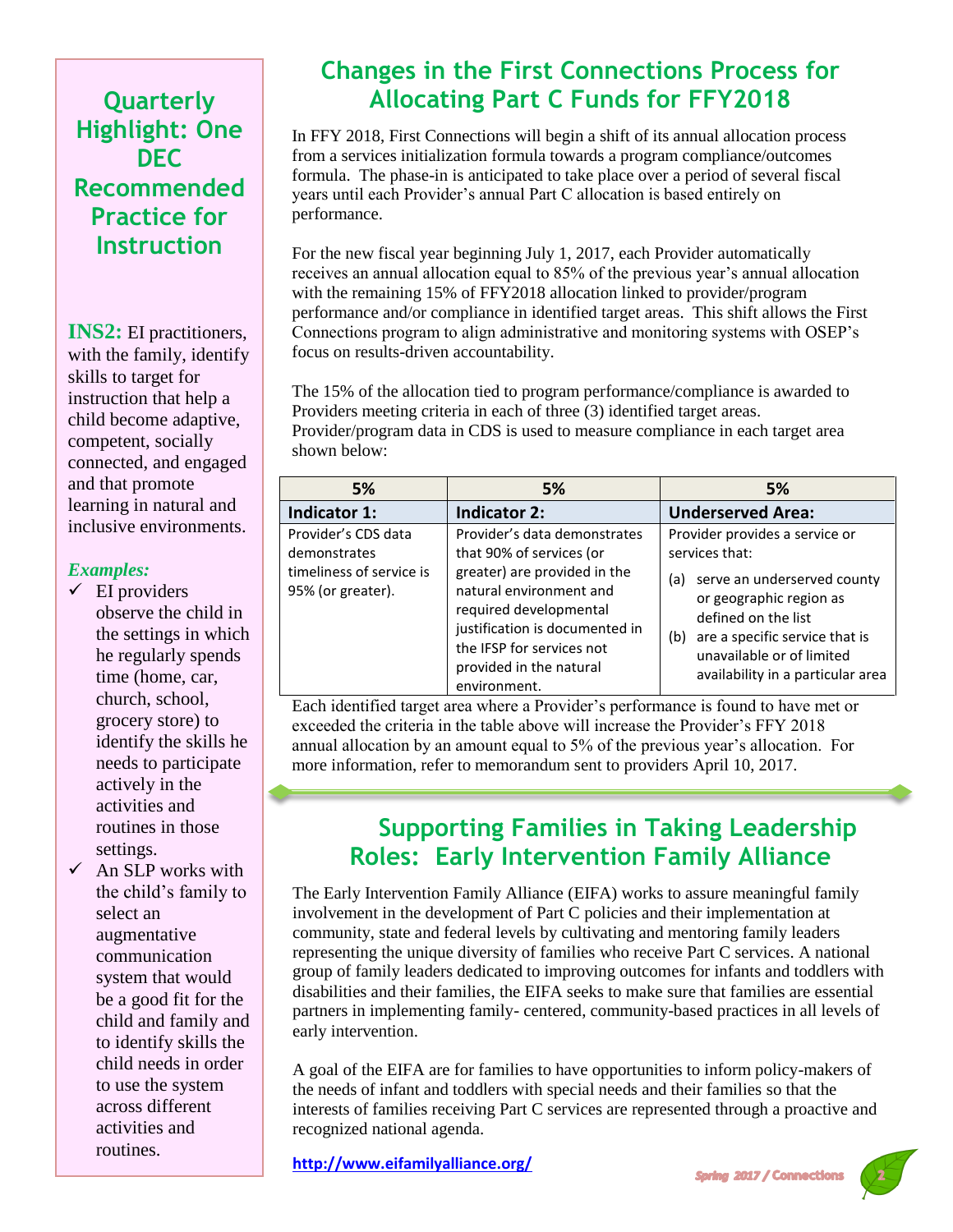## Changes in the First Connections Process for Allocating Part C Funds for FFY2018

In FFY 2018, First Connections will begin a shift of its annual allocation process from a services initialization formula towards a program compliance/outcomes formula. The phase-in is anticipated to take place over a period of several fiscal years until each Provider's annual Part C allocation is based entirely on performance.

For the new fiscal year beginning July 1, 2017, each Provider automatically receives an annual allocation equal to 85% of the previous year's annual allocation with the remaining 15% of FFY2018 allocation linked to provider/program performance and/or compliance in identified target areas. This shift allows the First Connections program to align administrative and monitoring systems with OSEP's focus on results-driven accountability.

The 15% of the allocation tied to program performance/compliance is awarded to Providers meeting criteria in each of three (3) identified target areas. Provider/program data in CDS is used to measure compliance in each target area shown below:

| 5% | 5% | 5% |
|---|---|---|
| **Indicator 1:** | **Indicator 2:** | **Underserved Area:** |
| Provider's CDS data demonstrates timeliness of service is 95% (or greater). | Provider's data demonstrates that 90% of services (or greater) are provided in the natural environment and required developmental justification is documented in the IFSP for services not provided in the natural environment. | Provider provides a service or services that: (a) serve an underserved county or geographic region as defined on the list (b) are a specific service that is unavailable or of limited availability in a particular area |

Each identified target area where a Provider's performance is found to have met or exceeded the criteria in the table above will increase the Provider's FFY 2018 annual allocation by an amount equal to 5% of the previous year's allocation. For more information, refer to memorandum sent to providers April 10, 2017.

## Supporting Families in Taking Leadership Roles: Early Intervention Family Alliance

The Early Intervention Family Alliance (EIFA) works to assure meaningful family involvement in the development of Part C policies and their implementation at community, state and federal levels by cultivating and mentoring family leaders representing the unique diversity of families who receive Part C services. A national group of family leaders dedicated to improving outcomes for infants and toddlers with disabilities and their families, the EIFA seeks to make sure that families are essential partners in implementing family- centered, community-based practices in all levels of early intervention.

A goal of the EIFA are for families to have opportunities to inform policy-makers of the needs of infant and toddlers with special needs and their families so that the interests of families receiving Part C services are represented through a proactive and recognized national agenda.

http://www.eifamilyalliance.org/

## Quarterly Highlight: One DEC Recommended Practice for Instruction

**INS2:** EI practitioners, with the family, identify skills to target for instruction that help a child become adaptive, competent, socially connected, and engaged and that promote learning in natural and inclusive environments.

*Examples:*

- ✓ EI providers observe the child in the settings in which he regularly spends time (home, car, church, school, grocery store) to identify the skills he needs to participate actively in the activities and routines in those settings.
- ✓ An SLP works with the child's family to select an augmentative communication system that would be a good fit for the child and family and to identify skills the child needs in order to use the system across different activities and routines.